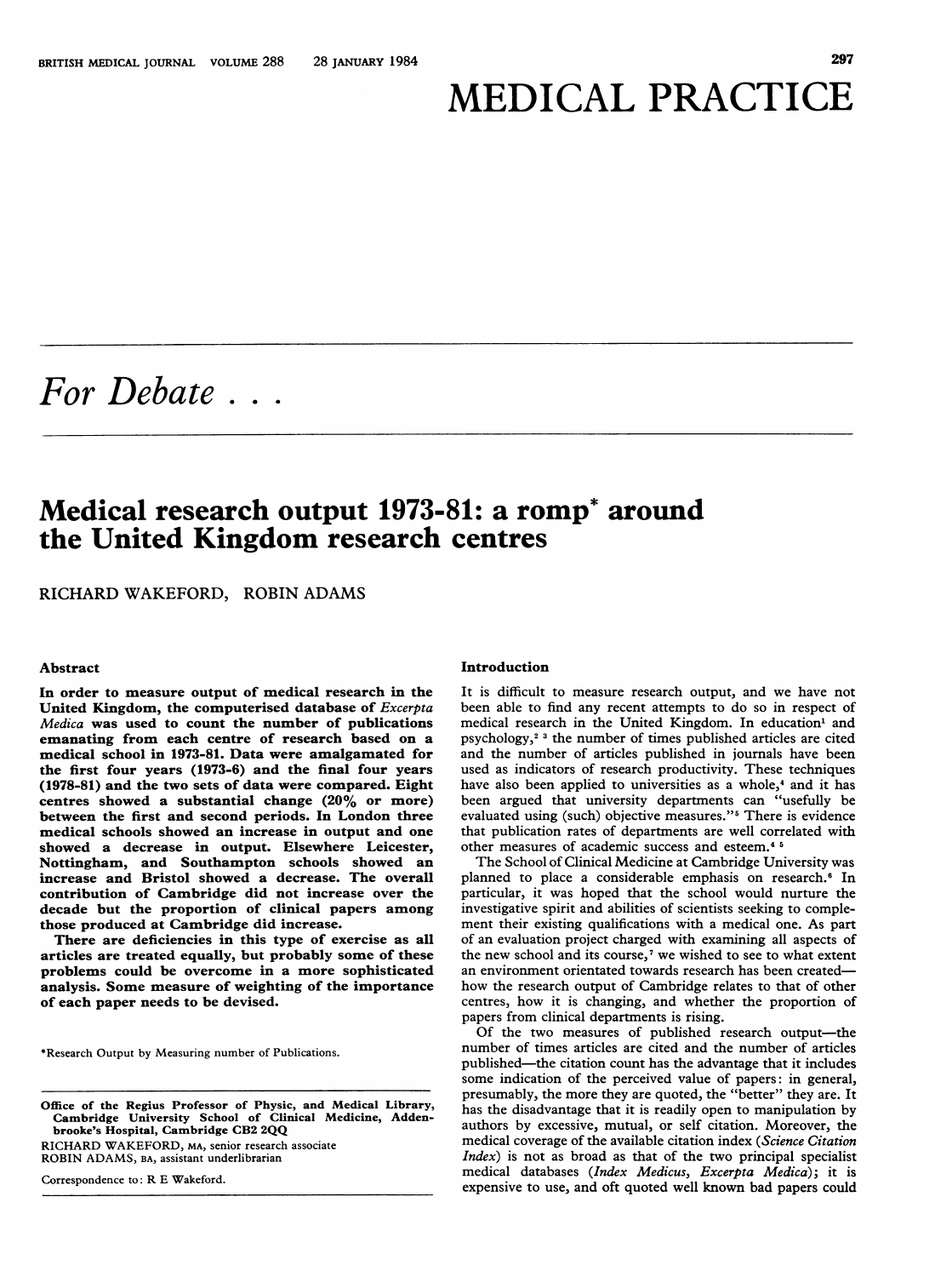# MEDICAL PRACTICE

## *For Debate . . .*

# Medical research output 1973-81: a romp* around the United Kingdom research centres

RICHARD WAKEFORD, ROBIN ADAMS

### Abstract

**In order to measure output of medical research in the United Kingdom, the computerised database of *Excerpta Medica* was used to count the number of publications emanating from each centre of research based on a medical school in 1973-81. Data were amalgamated for the first four years (1973-6) and the final four years (1978-81) and the two sets of data were compared. Eight centres showed a substantial change (20% or more) between the first and second periods. In London three medical schools showed an increase in output and one showed a decrease in output. Elsewhere Leicester, Nottingham, and Southampton schools showed an increase and Bristol showed a decrease. The overall contribution of Cambridge did not increase over the decade but the proportion of clinical papers among those produced at Cambridge did increase.**

**There are deficiencies in this type of exercise as all articles are treated equally, but probably some of these problems could be overcome in a more sophisticated analysis. Some measure of weighting of the importance of each paper needs to be devised.**

*Research Output by Measuring number of Publications.

Office of the Regius Professor of Physic, and Medical Library, Cambridge University School of Clinical Medicine, Addenbrooke's Hospital, Cambridge CB2 2QQ

RICHARD WAKEFORD, MA, senior research associate

ROBIN ADAMS, BA, assistant underlibrarian

Correspondence to: R E Wakeford.

### Introduction

It is difficult to measure research output, and we have not been able to find any recent attempts to do so in respect of medical research in the United Kingdom. In education[1] and psychology,[2 3] the number of times published articles are cited and the number of articles published in journals have been used as indicators of research productivity. These techniques have also been applied to universities as a whole,[4] and it has been argued that university departments can "usefully be evaluated using (such) objective measures."[5] There is evidence that publication rates of departments are well correlated with other measures of academic success and esteem.[4 5]

The School of Clinical Medicine at Cambridge University was planned to place a considerable emphasis on research.[6] In particular, it was hoped that the school would nurture the investigative spirit and abilities of scientists seeking to complement their existing qualifications with a medical one. As part of an evaluation project charged with examining all aspects of the new school and its course,[7] we wished to see to what extent an environment orientated towards research has been created—how the research output of Cambridge relates to that of other centres, how it is changing, and whether the proportion of papers from clinical departments is rising.

Of the two measures of published research output—the number of times articles are cited and the number of articles published—the citation count has the advantage that it includes some indication of the perceived value of papers: in general, presumably, the more they are quoted, the "better" they are. It has the disadvantage that it is readily open to manipulation by authors by excessive, mutual, or self citation. Moreover, the medical coverage of the available citation index (*Science Citation Index*) is not as broad as that of the two principal specialist medical databases (*Index Medicus*, *Excerpta Medica*); it is expensive to use, and oft quoted well known bad papers could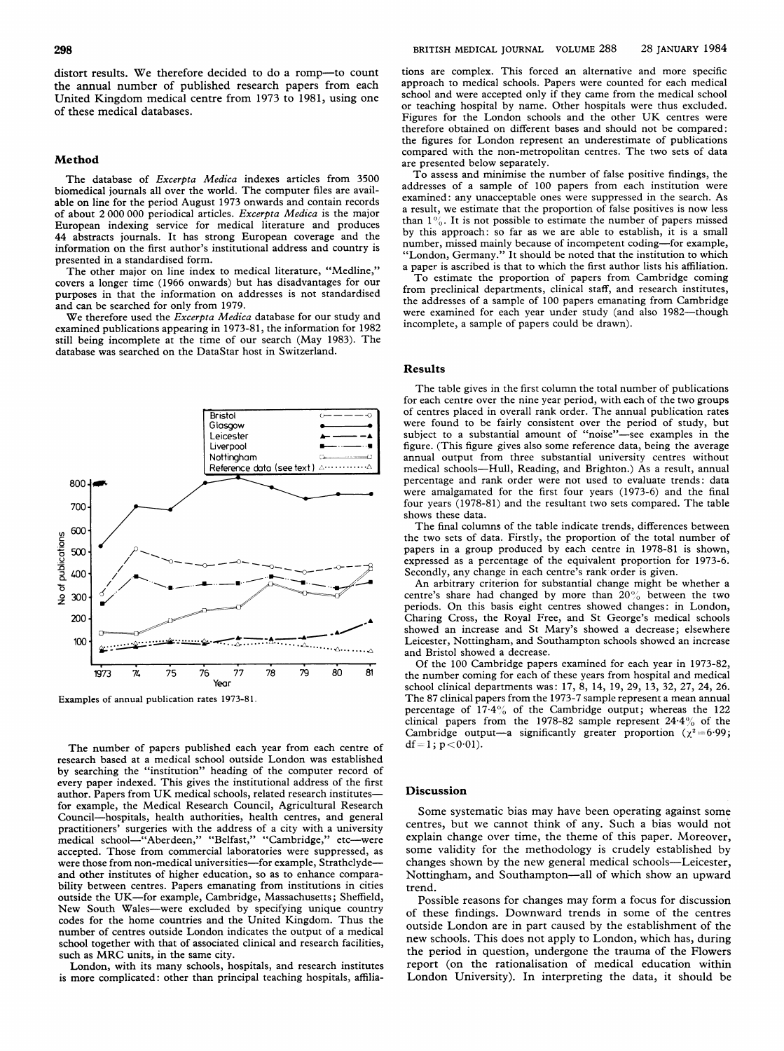distort results. We therefore decided to do a romp—to count the annual number of published research papers from each United Kingdom medical centre from 1973 to 1981, using one of these medical databases.

## Method

The database of *Excerpta Medica* indexes articles from 3500 biomedical journals all over the world. The computer files are available on line for the period August 1973 onwards and contain records of about 2 000 000 periodical articles. *Excerpta Medica* is the major European indexing service for medical literature and produces 44 abstracts journals. It has strong European coverage and the information on the first author's institutional address and country is presented in a standardised form.

The other major on line index to medical literature, "Medline," covers a longer time (1966 onwards) but has disadvantages for our purposes in that the information on addresses is not standardised and can be searched for only from 1979.

We therefore used the *Excerpta Medica* database for our study and examined publications appearing in 1973-81, the information for 1982 still being incomplete at the time of our search (May 1983). The database was searched on the DataStar host in Switzerland.

Examples of annual publication rates 1973-81.

The number of papers published each year from each centre of research based at a medical school outside London was established by searching the "institution" heading of the computer record of every paper indexed. This gives the institutional address of the first author. Papers from UK medical schools, related research institutes—for example, the Medical Research Council, Agricultural Research Council—hospitals, health authorities, health centres, and general practitioners' surgeries with the address of a city with a university medical school—"Aberdeen," "Belfast," "Cambridge," etc—were accepted. Those from commercial laboratories were suppressed, as were those from non-medical universities—for example, Strathclyde—and other institutes of higher education, so as to enhance comparability between centres. Papers emanating from institutions in cities outside the UK—for example, Cambridge, Massachusetts; Sheffield, New South Wales—were excluded by specifying unique country codes for the home countries and the United Kingdom. Thus the number of centres outside London indicates the output of a medical school together with that of associated clinical and research facilities, such as MRC units, in the same city.

London, with its many schools, hospitals, and research institutes is more complicated: other than principal teaching hospitals, affiliations are complex. This forced an alternative and more specific approach to medical schools. Papers were counted for each medical school and were accepted only if they came from the medical school or teaching hospital by name. Other hospitals were thus excluded. Figures for the London schools and the other UK centres were therefore obtained on different bases and should not be compared: the figures for London represent an underestimate of publications compared with the non-metropolitan centres. The two sets of data are presented below separately.

To assess and minimise the number of false positive findings, the addresses of a sample of 100 papers from each institution were examined: any unacceptable ones were suppressed in the search. As a result, we estimate that the proportion of false positives is now less than 1%. It is not possible to estimate the number of papers missed by this approach: so far as we are able to establish, it is a small number, missed mainly because of incompetent coding—for example, "London, Germany." It should be noted that the institution to which a paper is ascribed is that to which the first author lists his affiliation.

To estimate the proportion of papers from Cambridge coming from preclinical departments, clinical staff, and research institutes, the addresses of a sample of 100 papers emanating from Cambridge were examined for each year under study (and also 1982—though incomplete, a sample of papers could be drawn).

## Results

The table gives in the first column the total number of publications for each centre over the nine year period, with each of the two groups of centres placed in overall rank order. The annual publication rates were found to be fairly consistent over the period of study, but subject to a substantial amount of "noise"—see examples in the figure. (This figure gives also some reference data, being the average annual output from three substantial university centres without medical schools—Hull, Reading, and Brighton.) As a result, annual percentage and rank order were not used to evaluate trends: data were amalgamated for the first four years (1973-6) and the final four years (1978-81) and the resultant two sets compared. The table shows these data.

The final columns of the table indicate trends, differences between the two sets of data. Firstly, the proportion of the total number of papers in a group produced by each centre in 1978-81 is shown, expressed as a percentage of the equivalent proportion for 1973-6. Secondly, any change in each centre's rank order is given.

An arbitrary criterion for substantial change might be whether a centre's share had changed by more than 20% between the two periods. On this basis eight centres showed changes: in London, Charing Cross, the Royal Free, and St George's medical schools showed an increase and St Mary's showed a decrease; elsewhere Leicester, Nottingham, and Southampton schools showed an increase and Bristol showed a decrease.

Of the 100 Cambridge papers examined for each year in 1973-82, the number coming for each of these years from hospital and medical school clinical departments was: 17, 8, 14, 19, 29, 13, 32, 27, 24, 26. The 87 clinical papers from the 1973-7 sample represent a mean annual percentage of 17·4% of the Cambridge output; whereas the 122 clinical papers from the 1978-82 sample represent 24·4% of the Cambridge output—a significantly greater proportion ($\chi^2=6·99$; $df=1$; $p<0·01$).

## Discussion

Some systematic bias may have been operating against some centres, but we cannot think of any. Such a bias would not explain change over time, the theme of this paper. Moreover, some validity for the methodology is crudely established by changes shown by the new general medical schools—Leicester, Nottingham, and Southampton—all of which show an upward trend.

Possible reasons for changes may form a focus for discussion of these findings. Downward trends in some of the centres outside London are in part caused by the establishment of the new schools. This does not apply to London, which has, during the period in question, undergone the trauma of the Flowers report (on the rationalisation of medical education within London University). In interpreting the data, it should be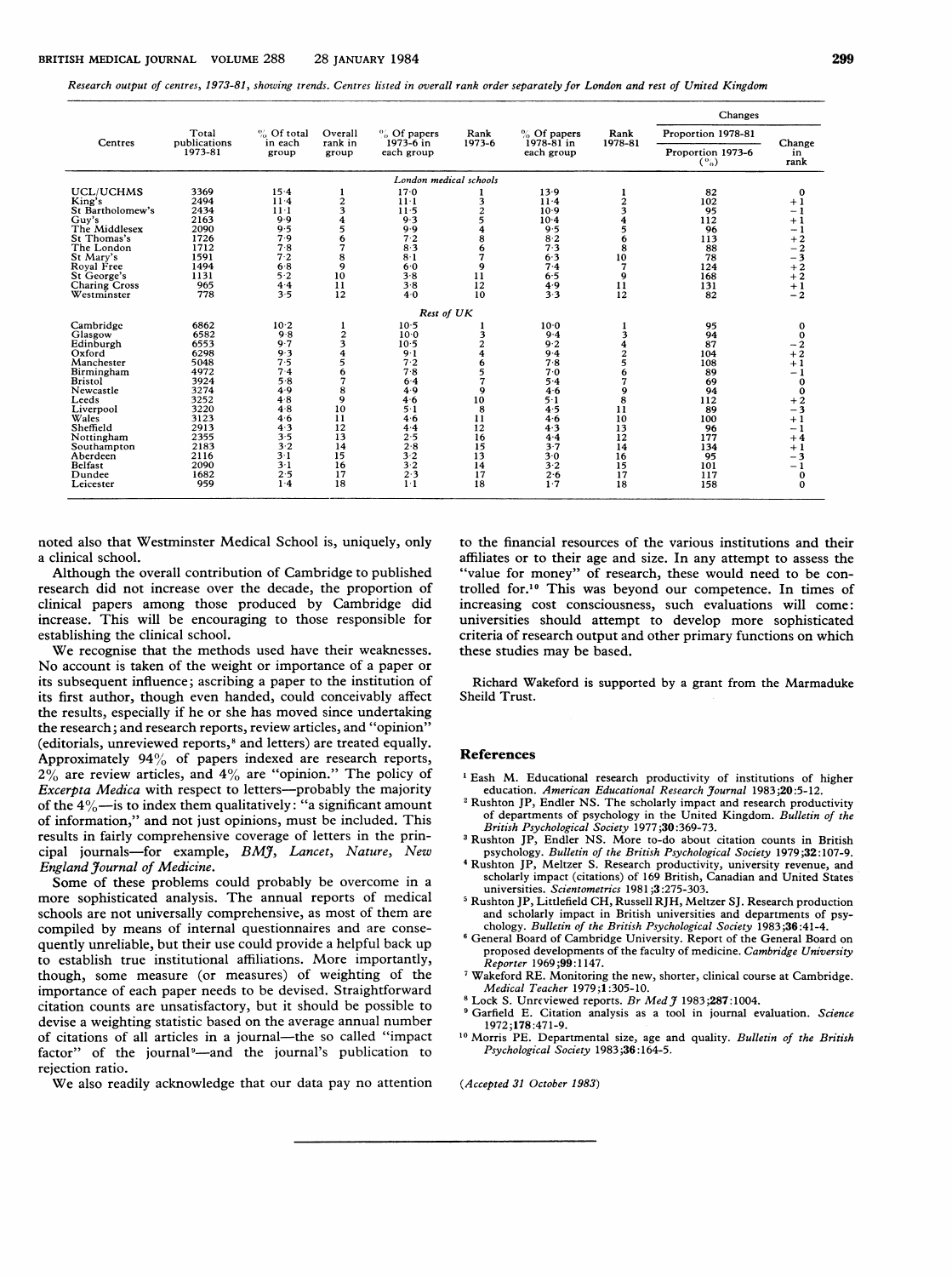*Research output of centres, 1973-81, showing trends. Centres listed in overall rank order separately for London and rest of United Kingdom*

| Centres | Total publications 1973-81 | % Of total in each group | Overall rank in group | % Of papers 1973-6 in each group | Rank 1973-6 | % Of papers 1978-81 in each group | Rank 1978-81 | Changes: Proportion 1978-81 / Proportion 1973-6 (%) | Changes: Change in rank |
|---|---|---|---|---|---|---|---|---|---|
| *London medical schools* | | | | | | | | | |
| UCL/UCHMS | 3369 | 15·4 | 1 | 17·0 | 1 | 13·9 | 1 | 82 | 0 |
| King's | 2494 | 11·4 | 2 | 11·1 | 3 | 11·4 | 2 | 102 | +1 |
| St Bartholomew's | 2434 | 11·1 | 3 | 11·5 | 2 | 10·9 | 3 | 95 | −1 |
| Guy's | 2163 | 9·9 | 4 | 9·3 | 5 | 10·4 | 4 | 112 | +1 |
| The Middlesex | 2090 | 9·5 | 5 | 9·9 | 4 | 9·5 | 5 | 96 | −1 |
| St Thomas's | 1726 | 7·9 | 6 | 7·2 | 8 | 8·2 | 6 | 113 | +2 |
| The London | 1712 | 7·8 | 7 | 8·3 | 6 | 7·3 | 8 | 88 | −2 |
| St Mary's | 1591 | 7·2 | 8 | 8·1 | 7 | 6·3 | 10 | 78 | −3 |
| Royal Free | 1494 | 6·8 | 9 | 6·0 | 9 | 7·4 | 7 | 124 | +2 |
| St George's | 1131 | 5·2 | 10 | 3·8 | 11 | 6·5 | 9 | 168 | +2 |
| Charing Cross | 965 | 4·4 | 11 | 3·8 | 12 | 4·9 | 11 | 131 | +1 |
| Westminster | 778 | 3·5 | 12 | 4·0 | 10 | 3·3 | 12 | 82 | −2 |
| *Rest of UK* | | | | | | | | | |
| Cambridge | 6862 | 10·2 | 1 | 10·5 | 1 | 10·0 | 1 | 95 | 0 |
| Glasgow | 6582 | 9·8 | 2 | 10·0 | 3 | 9·4 | 3 | 94 | 0 |
| Edinburgh | 6553 | 9·7 | 3 | 10·5 | 2 | 9·2 | 4 | 87 | −2 |
| Oxford | 6298 | 9·3 | 4 | 9·1 | 4 | 9·4 | 2 | 104 | +2 |
| Manchester | 5048 | 7·5 | 5 | 7·2 | 6 | 7·8 | 5 | 108 | +1 |
| Birmingham | 4972 | 7·4 | 6 | 7·8 | 5 | 7·0 | 6 | 89 | −1 |
| Bristol | 3924 | 5·8 | 7 | 6·4 | 7 | 5·4 | 7 | 69 | 0 |
| Newcastle | 3274 | 4·9 | 8 | 4·9 | 9 | 4·6 | 9 | 94 | 0 |
| Leeds | 3252 | 4·8 | 9 | 4·6 | 10 | 5·1 | 8 | 112 | +2 |
| Liverpool | 3220 | 4·8 | 10 | 5·1 | 8 | 4·5 | 11 | 89 | −3 |
| Wales | 3123 | 4·6 | 11 | 4·6 | 11 | 4·6 | 10 | 100 | +1 |
| Sheffield | 2913 | 4·3 | 12 | 4·4 | 12 | 4·3 | 13 | 96 | −1 |
| Nottingham | 2355 | 3·5 | 13 | 2·5 | 16 | 4·4 | 12 | 177 | +4 |
| Southampton | 2183 | 3·2 | 14 | 2·8 | 15 | 3·7 | 14 | 134 | +1 |
| Aberdeen | 2116 | 3·1 | 15 | 3·2 | 13 | 3·0 | 16 | 95 | −3 |
| Belfast | 2090 | 3·1 | 16 | 3·2 | 14 | 3·2 | 15 | 101 | −1 |
| Dundee | 1682 | 2·5 | 17 | 2·3 | 17 | 2·6 | 17 | 117 | 0 |
| Leicester | 959 | 1·4 | 18 | 1·1 | 18 | 1·7 | 18 | 158 | 0 |

noted also that Westminster Medical School is, uniquely, only a clinical school.

Although the overall contribution of Cambridge to published research did not increase over the decade, the proportion of clinical papers among those produced by Cambridge did increase. This will be encouraging to those responsible for establishing the clinical school.

We recognise that the methods used have their weaknesses. No account is taken of the weight or importance of a paper or its subsequent influence; ascribing a paper to the institution of its first author, though even handed, could conceivably affect the results, especially if he or she has moved since undertaking the research; and research reports, review articles, and "opinion" (editorials, unreviewed reports,[8] and letters) are treated equally. Approximately 94% of papers indexed are research reports, 2% are review articles, and 4% are "opinion." The policy of *Excerpta Medica* with respect to letters—probably the majority of the 4%—is to index them qualitatively: "a significant amount of information," and not just opinions, must be included. This results in fairly comprehensive coverage of letters in the principal journals—for example, *BMJ*, *Lancet*, *Nature*, *New England Journal of Medicine*.

Some of these problems could probably be overcome in a more sophisticated analysis. The annual reports of medical schools are not universally comprehensive, as most of them are compiled by means of internal questionnaires and are consequently unreliable, but their use could provide a helpful back up to establish true institutional affiliations. More importantly, though, some measure (or measures) of weighting of the importance of each paper needs to be devised. Straightforward citation counts are unsatisfactory, but it should be possible to devise a weighting statistic based on the average annual number of citations of all articles in a journal—the so called "impact factor" of the journal[9]—and the journal's publication to rejection ratio.

We also readily acknowledge that our data pay no attention to the financial resources of the various institutions and their affiliates or to their age and size. In any attempt to assess the "value for money" of research, these would need to be controlled for.[10] This was beyond our competence. In times of increasing cost consciousness, such evaluations will come: universities should attempt to develop more sophisticated criteria of research output and other primary functions on which these studies may be based.

Richard Wakeford is supported by a grant from the Marmaduke Sheild Trust.

## References

1. Eash M. Educational research productivity of institutions of higher education. *American Educational Research Journal* 1983;**20**:5-12.
2. Rushton JP, Endler NS. The scholarly impact and research productivity of departments of psychology in the United Kingdom. *Bulletin of the British Psychological Society* 1977;**30**:369-73.
3. Rushton JP, Endler NS. More to-do about citation counts in British psychology. *Bulletin of the British Psychological Society* 1979;**32**:107-9.
4. Rushton JP, Meltzer S. Research productivity, university revenue, and scholarly impact (citations) of 169 British, Canadian and United States universities. *Scientometrics* 1981;**3**:275-303.
5. Rushton JP, Littlefield CH, Russell RJH, Meltzer SJ. Research production and scholarly impact in British universities and departments of psychology. *Bulletin of the British Psychological Society* 1983;**36**:41-4.
6. General Board of Cambridge University. Report of the General Board on proposed developments of the faculty of medicine. *Cambridge University Reporter* 1969;**99**:1147.
7. Wakeford RE. Monitoring the new, shorter, clinical course at Cambridge. *Medical Teacher* 1979;**1**:305-10.
8. Lock S. Unreviewed reports. *Br Med J* 1983;**287**:1004.
9. Garfield E. Citation analysis as a tool in journal evaluation. *Science* 1972;**178**:471-9.
10. Morris PE. Departmental size, age and quality. *Bulletin of the British Psychological Society* 1983;**36**:164-5.

*(Accepted 31 October 1983)*